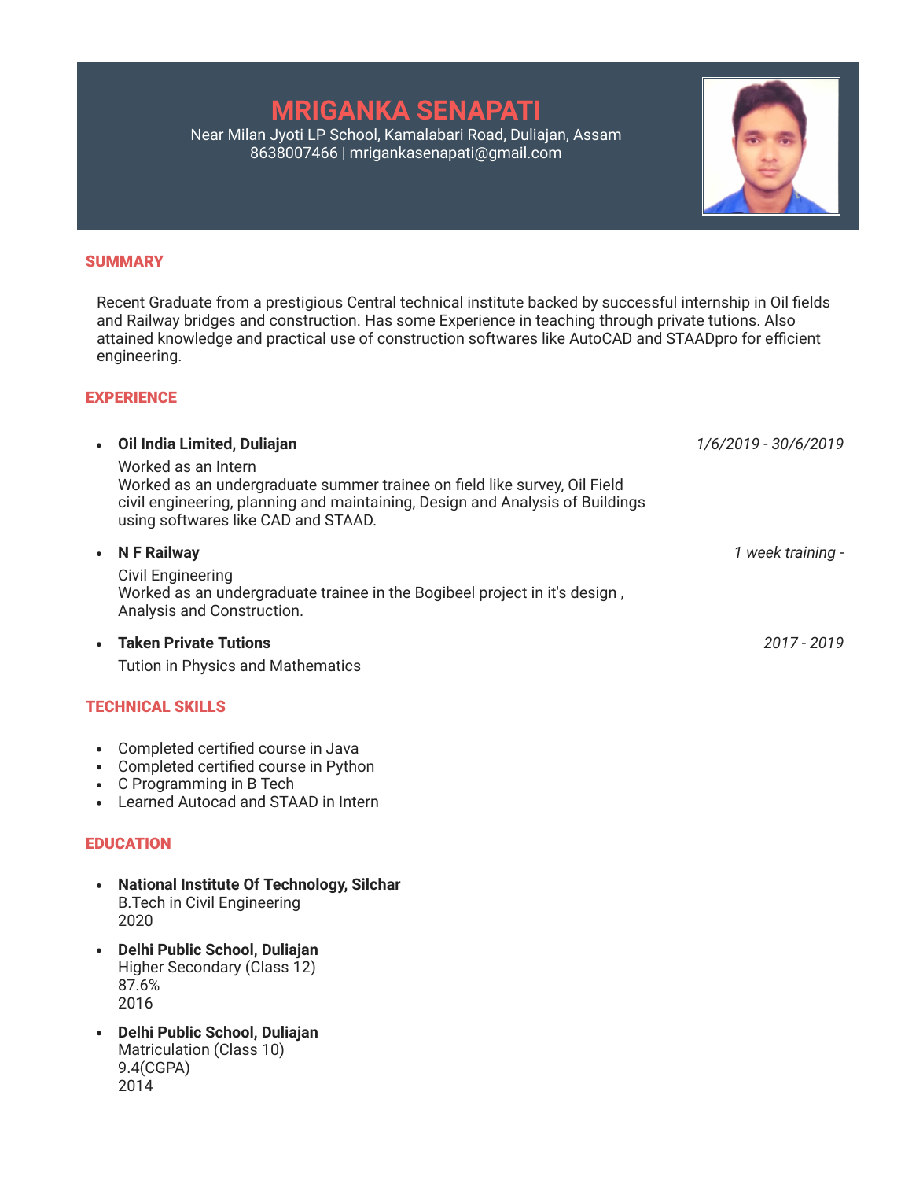# MRIGANKA SENAPATI

Near Milan Jyoti LP School, Kamalabari Road, Duliajan, Assam
8638007466 | mrigankasenapati@gmail.com

## SUMMARY

Recent Graduate from a prestigious Central technical institute backed by successful internship in Oil fields and Railway bridges and construction. Has some Experience in teaching through private tutions. Also attained knowledge and practical use of construction softwares like AutoCAD and STAADpro for efficient engineering.

## EXPERIENCE

- **Oil India Limited, Duliajan** — *1/6/2019 - 30/6/2019*
  Worked as an Intern
  Worked as an undergraduate summer trainee on field like survey, Oil Field civil engineering, planning and maintaining, Design and Analysis of Buildings using softwares like CAD and STAAD.

- **N F Railway** — *1 week training -*
  Civil Engineering
  Worked as an undergraduate trainee in the Bogibeel project in it's design , Analysis and Construction.

- **Taken Private Tutions** — *2017 - 2019*
  Tution in Physics and Mathematics

## TECHNICAL SKILLS

- Completed certified course in Java
- Completed certified course in Python
- C Programming in B Tech
- Learned Autocad and STAAD in Intern

## EDUCATION

- **National Institute Of Technology, Silchar**
  B.Tech in Civil Engineering
  2020

- **Delhi Public School, Duliajan**
  Higher Secondary (Class 12)
  87.6%
  2016

- **Delhi Public School, Duliajan**
  Matriculation (Class 10)
  9.4(CGPA)
  2014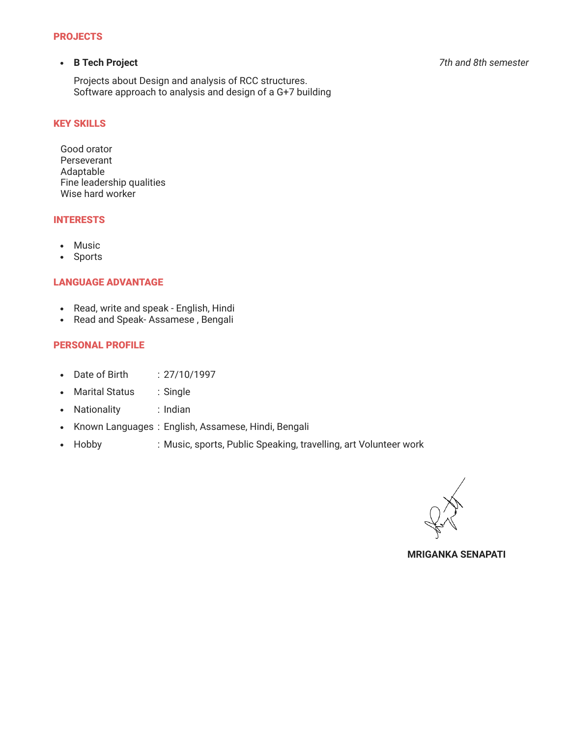## PROJECTS

- **B Tech Project** *7th and 8th semester*

  Projects about Design and analysis of RCC structures.
  Software approach to analysis and design of a G+7 building

## KEY SKILLS

Good orator
Perseverant
Adaptable
Fine leadership qualities
Wise hard worker

## INTERESTS

- Music
- Sports

## LANGUAGE ADVANTAGE

- Read, write and speak - English, Hindi
- Read and Speak- Assamese , Bengali

## PERSONAL PROFILE

- Date of Birth : 27/10/1997
- Marital Status : Single
- Nationality : Indian
- Known Languages : English, Assamese, Hindi, Bengali
- Hobby : Music, sports, Public Speaking, travelling, art Volunteer work

**MRIGANKA SENAPATI**